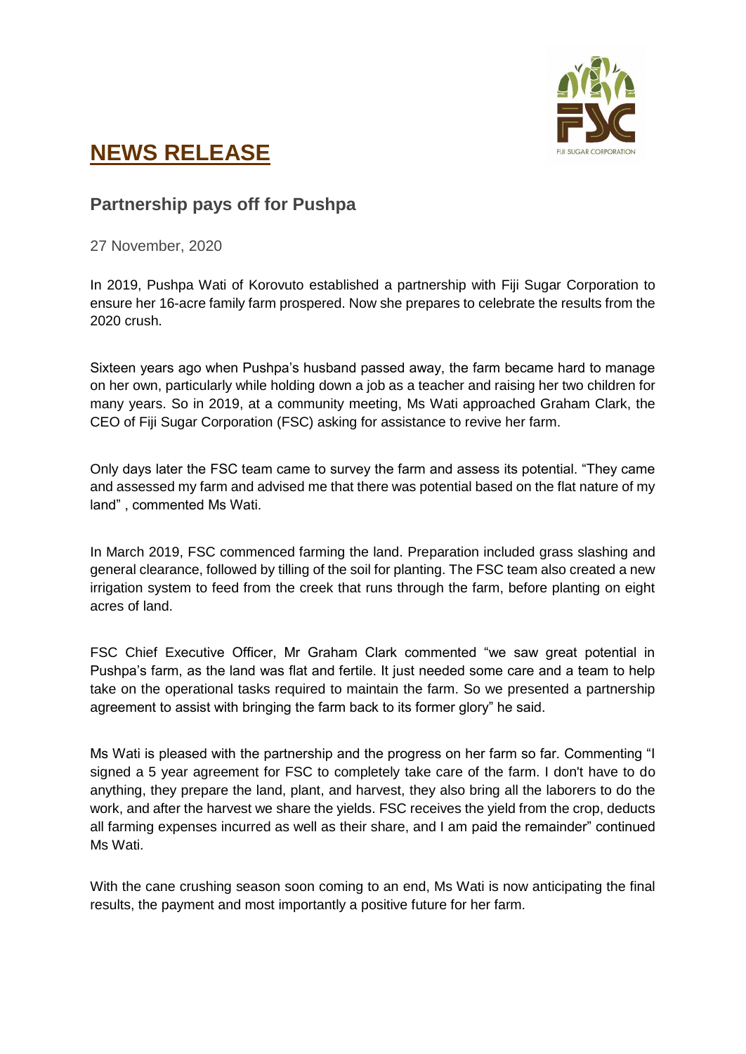# NEWS RELEASE

## Partnership pays off for Pushpa

27 November, 2020

In 2019, Pushpa Wati of Korovuto established a partnership with Fiji Sugar Corporation to ensure her 16-acre family farm prospered. Now she prepares to celebrate the results from the 2020 crush.

Sixteen years ago when Pushpa's husband passed away, the farm became hard to manage on her own, particularly while holding down a job as a teacher and raising her two children for many years. So in 2019, at a community meeting, Ms Wati approached Graham Clark, the CEO of Fiji Sugar Corporation (FSC) asking for assistance to revive her farm.

Only days later the FSC team came to survey the farm and assess its potential. "They came and assessed my farm and advised me that there was potential based on the flat nature of my land" , commented Ms Wati.

In March 2019, FSC commenced farming the land. Preparation included grass slashing and general clearance, followed by tilling of the soil for planting. The FSC team also created a new irrigation system to feed from the creek that runs through the farm, before planting on eight acres of land.

FSC Chief Executive Officer, Mr Graham Clark commented "we saw great potential in Pushpa's farm, as the land was flat and fertile. It just needed some care and a team to help take on the operational tasks required to maintain the farm. So we presented a partnership agreement to assist with bringing the farm back to its former glory" he said.

Ms Wati is pleased with the partnership and the progress on her farm so far. Commenting "I signed a 5 year agreement for FSC to completely take care of the farm. I don't have to do anything, they prepare the land, plant, and harvest, they also bring all the laborers to do the work, and after the harvest we share the yields. FSC receives the yield from the crop, deducts all farming expenses incurred as well as their share, and I am paid the remainder" continued Ms Wati.

With the cane crushing season soon coming to an end, Ms Wati is now anticipating the final results, the payment and most importantly a positive future for her farm.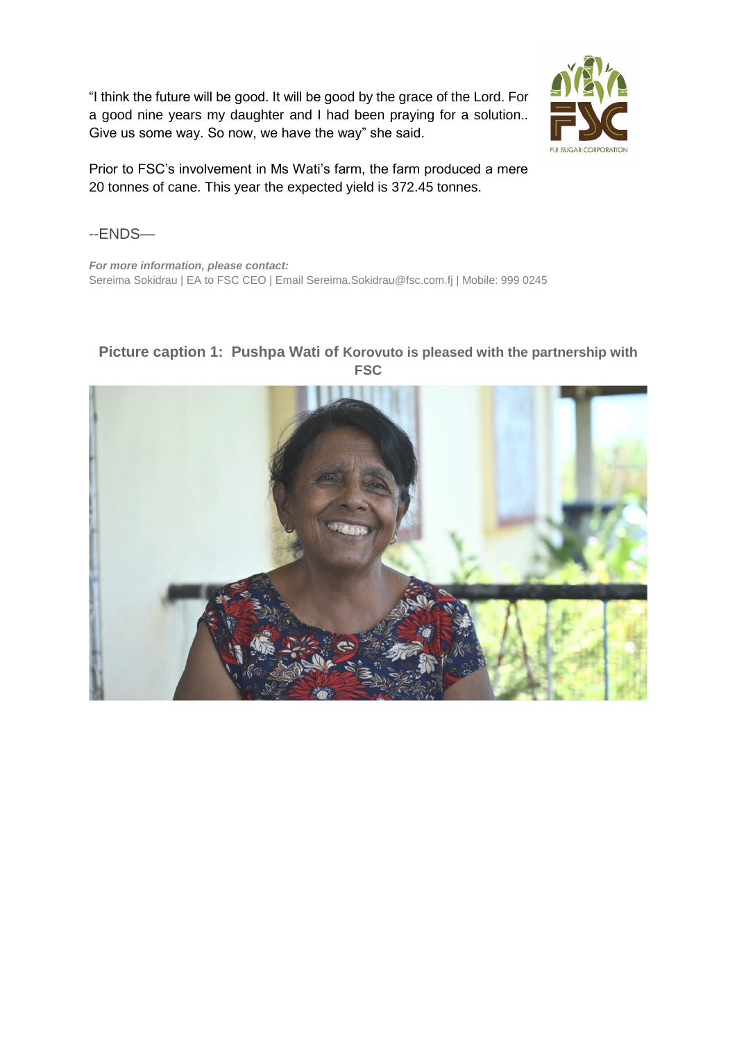"I think the future will be good. It will be good by the grace of the Lord. For a good nine years my daughter and I had been praying for a solution.. Give us some way. So now, we have the way" she said.

Prior to FSC's involvement in Ms Wati's farm, the farm produced a mere 20 tonnes of cane. This year the expected yield is 372.45 tonnes.

--ENDS—

***For more information, please contact:***
Sereima Sokidrau | EA to FSC CEO | Email Sereima.Sokidrau@fsc.com.fj | Mobile: 999 0245

**Picture caption 1: Pushpa Wati of Korovuto is pleased with the partnership with FSC**